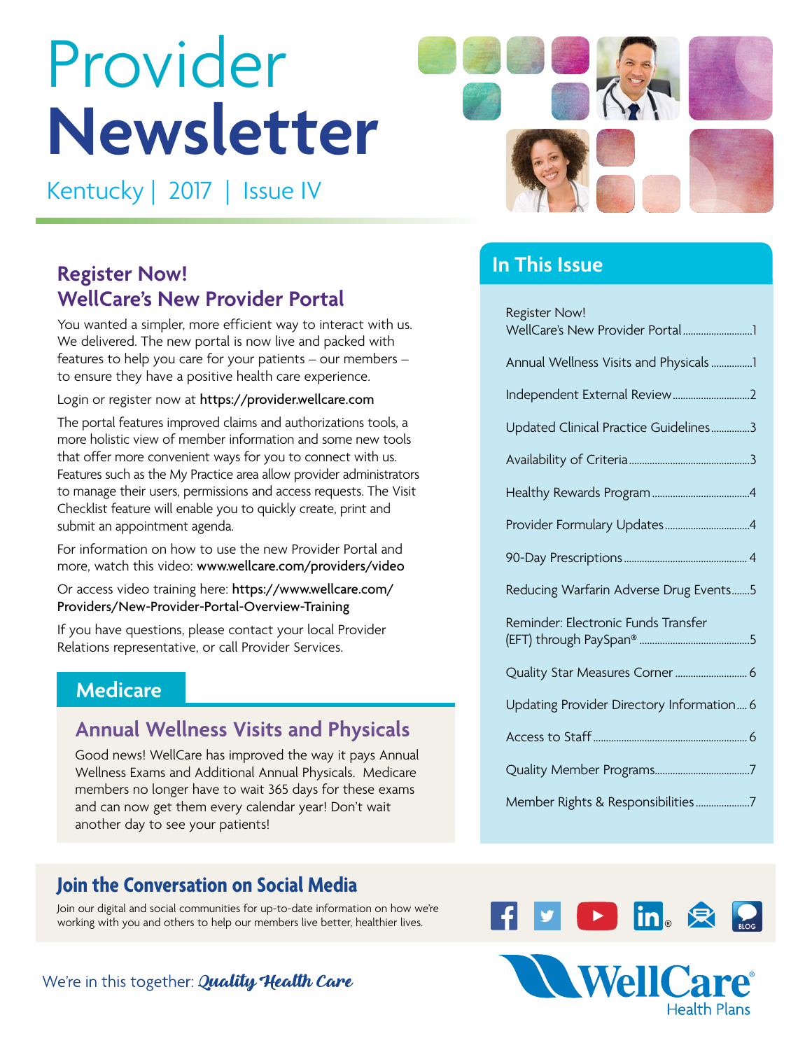# Provider Newsletter

Kentucky | 2017 | Issue IV

## Register Now! WellCare's New Provider Portal

You wanted a simpler, more efficient way to interact with us. We delivered. The new portal is now live and packed with features to help you care for your patients – our members – to ensure they have a positive health care experience.

Login or register now at **https://provider.wellcare.com**

The portal features improved claims and authorizations tools, a more holistic view of member information and some new tools that offer more convenient ways for you to connect with us. Features such as the My Practice area allow provider administrators to manage their users, permissions and access requests. The Visit Checklist feature will enable you to quickly create, print and submit an appointment agenda.

For information on how to use the new Provider Portal and more, watch this video: **www.wellcare.com/providers/video**

Or access video training here: **https://www.wellcare.com/Providers/New-Provider-Portal-Overview-Training**

If you have questions, please contact your local Provider Relations representative, or call Provider Services.

## Medicare

### Annual Wellness Visits and Physicals

Good news! WellCare has improved the way it pays Annual Wellness Exams and Additional Annual Physicals. Medicare members no longer have to wait 365 days for these exams and can now get them every calendar year! Don't wait another day to see your patients!

## In This Issue

- Register Now! WellCare's New Provider Portal .......... 1
- Annual Wellness Visits and Physicals .......... 1
- Independent External Review .......... 2
- Updated Clinical Practice Guidelines .......... 3
- Availability of Criteria .......... 3
- Healthy Rewards Program .......... 4
- Provider Formulary Updates .......... 4
- 90-Day Prescriptions .......... 4
- Reducing Warfarin Adverse Drug Events .......... 5
- Reminder: Electronic Funds Transfer (EFT) through PaySpan® .......... 5
- Quality Star Measures Corner .......... 6
- Updating Provider Directory Information .......... 6
- Access to Staff .......... 6
- Quality Member Programs .......... 7
- Member Rights & Responsibilities .......... 7

## Join the Conversation on Social Media

Join our digital and social communities for up-to-date information on how we're working with you and others to help our members live better, healthier lives.

We're in this together: *Quality Health Care*

WellCare® Health Plans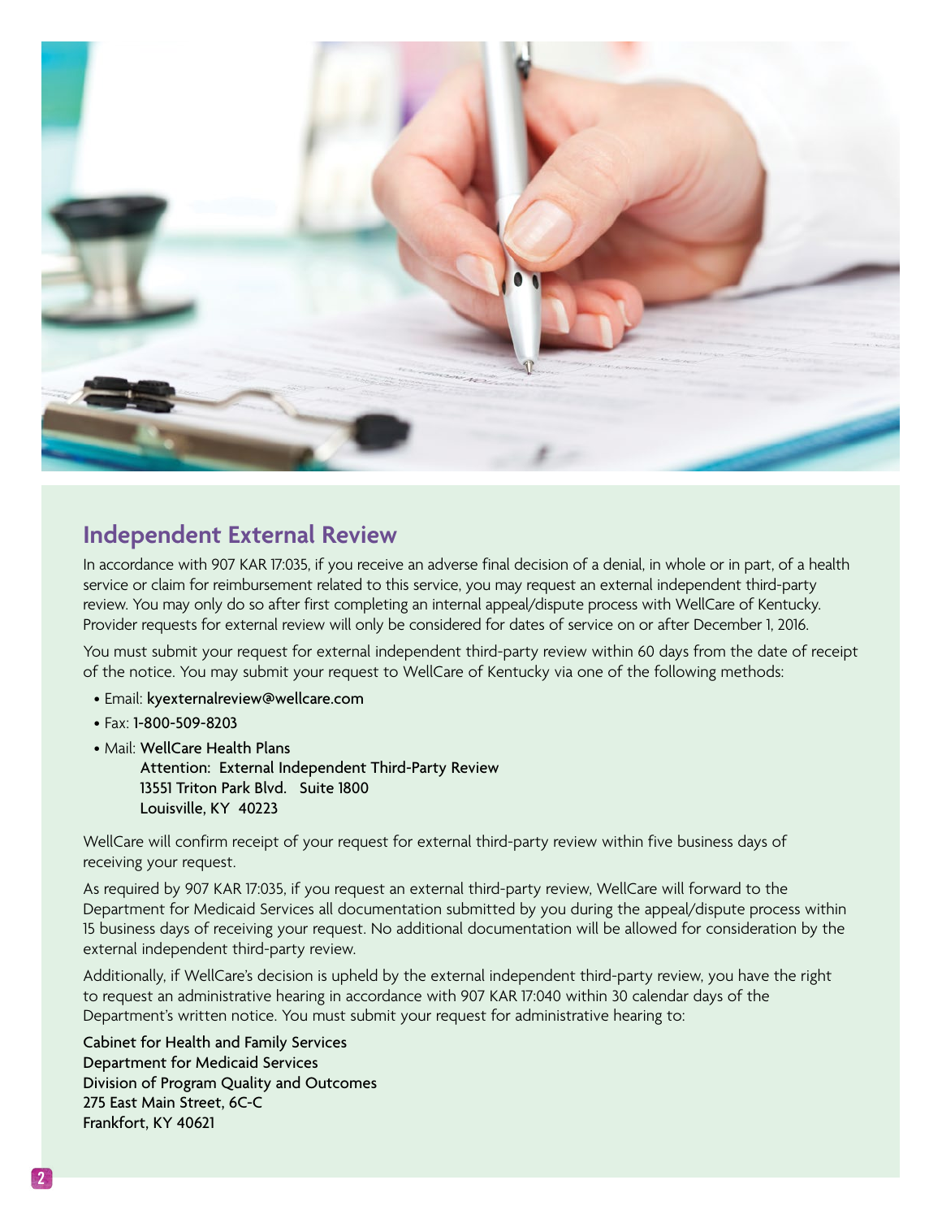## Independent External Review

In accordance with 907 KAR 17:035, if you receive an adverse final decision of a denial, in whole or in part, of a health service or claim for reimbursement related to this service, you may request an external independent third-party review. You may only do so after first completing an internal appeal/dispute process with WellCare of Kentucky. Provider requests for external review will only be considered for dates of service on or after December 1, 2016.

You must submit your request for external independent third-party review within 60 days from the date of receipt of the notice. You may submit your request to WellCare of Kentucky via one of the following methods:

- Email: kyexternalreview@wellcare.com
- Fax: 1-800-509-8203
- Mail: WellCare Health Plans
  Attention: External Independent Third-Party Review
  13551 Triton Park Blvd. Suite 1800
  Louisville, KY 40223

WellCare will confirm receipt of your request for external third-party review within five business days of receiving your request.

As required by 907 KAR 17:035, if you request an external third-party review, WellCare will forward to the Department for Medicaid Services all documentation submitted by you during the appeal/dispute process within 15 business days of receiving your request. No additional documentation will be allowed for consideration by the external independent third-party review.

Additionally, if WellCare's decision is upheld by the external independent third-party review, you have the right to request an administrative hearing in accordance with 907 KAR 17:040 within 30 calendar days of the Department's written notice. You must submit your request for administrative hearing to:

Cabinet for Health and Family Services
Department for Medicaid Services
Division of Program Quality and Outcomes
275 East Main Street, 6C-C
Frankfort, KY 40621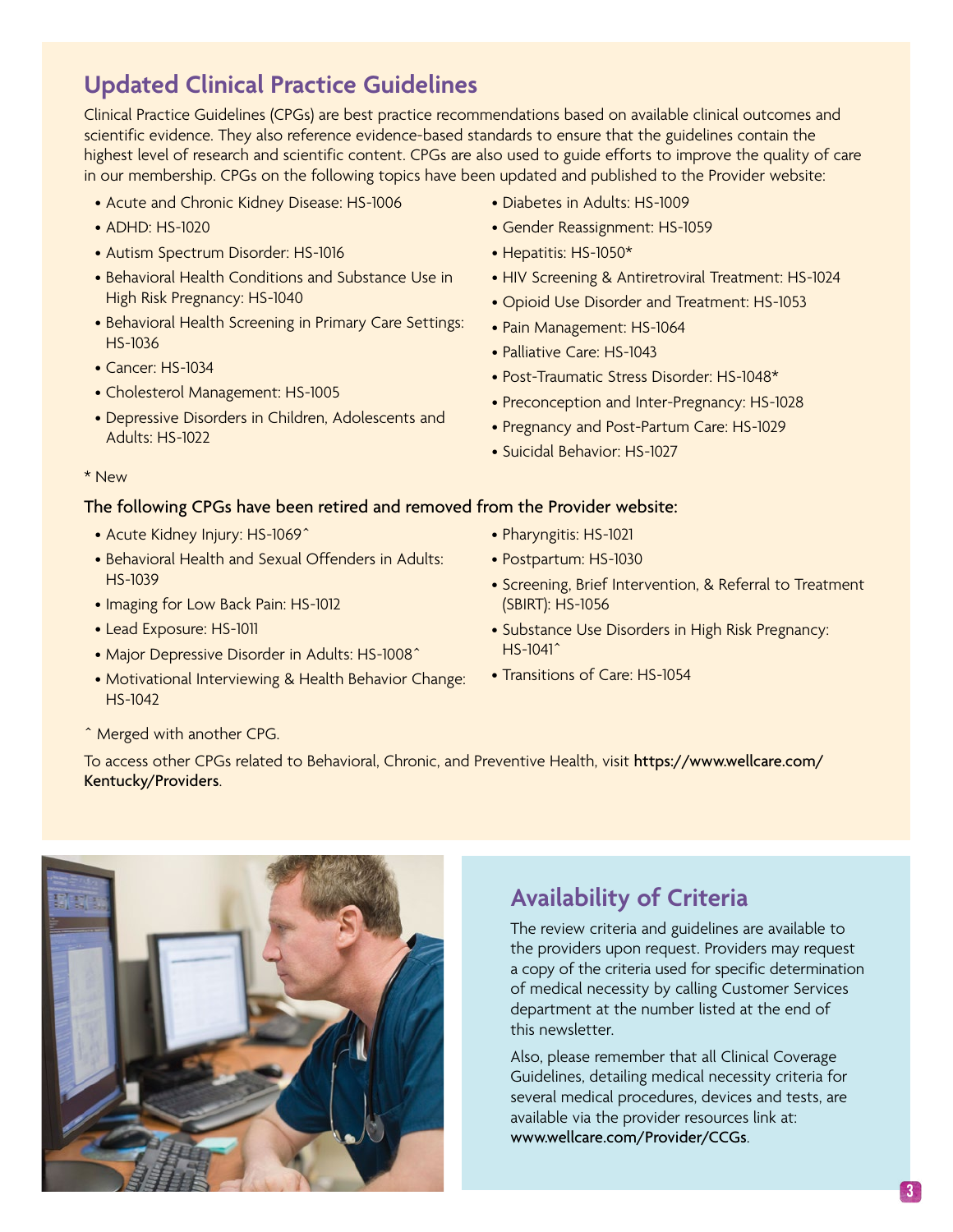## Updated Clinical Practice Guidelines

Clinical Practice Guidelines (CPGs) are best practice recommendations based on available clinical outcomes and scientific evidence. They also reference evidence-based standards to ensure that the guidelines contain the highest level of research and scientific content. CPGs are also used to guide efforts to improve the quality of care in our membership. CPGs on the following topics have been updated and published to the Provider website:

- Acute and Chronic Kidney Disease: HS-1006
- ADHD: HS-1020
- Autism Spectrum Disorder: HS-1016
- Behavioral Health Conditions and Substance Use in High Risk Pregnancy: HS-1040
- Behavioral Health Screening in Primary Care Settings: HS-1036
- Cancer: HS-1034
- Cholesterol Management: HS-1005
- Depressive Disorders in Children, Adolescents and Adults: HS-1022
- Diabetes in Adults: HS-1009
- Gender Reassignment: HS-1059
- Hepatitis: HS-1050*
- HIV Screening & Antiretroviral Treatment: HS-1024
- Opioid Use Disorder and Treatment: HS-1053
- Pain Management: HS-1064
- Palliative Care: HS-1043
- Post-Traumatic Stress Disorder: HS-1048*
- Preconception and Inter-Pregnancy: HS-1028
- Pregnancy and Post-Partum Care: HS-1029
- Suicidal Behavior: HS-1027

* New

**The following CPGs have been retired and removed from the Provider website:**

- Acute Kidney Injury: HS-1069^
- Behavioral Health and Sexual Offenders in Adults: HS-1039
- Imaging for Low Back Pain: HS-1012
- Lead Exposure: HS-1011
- Major Depressive Disorder in Adults: HS-1008^
- Motivational Interviewing & Health Behavior Change: HS-1042
- Pharyngitis: HS-1021
- Postpartum: HS-1030
- Screening, Brief Intervention, & Referral to Treatment (SBIRT): HS-1056
- Substance Use Disorders in High Risk Pregnancy: HS-1041^
- Transitions of Care: HS-1054

^ Merged with another CPG.

To access other CPGs related to Behavioral, Chronic, and Preventive Health, visit **https://www.wellcare.com/Kentucky/Providers**.

## Availability of Criteria

The review criteria and guidelines are available to the providers upon request. Providers may request a copy of the criteria used for specific determination of medical necessity by calling Customer Services department at the number listed at the end of this newsletter.

Also, please remember that all Clinical Coverage Guidelines, detailing medical necessity criteria for several medical procedures, devices and tests, are available via the provider resources link at: **www.wellcare.com/Provider/CCGs**.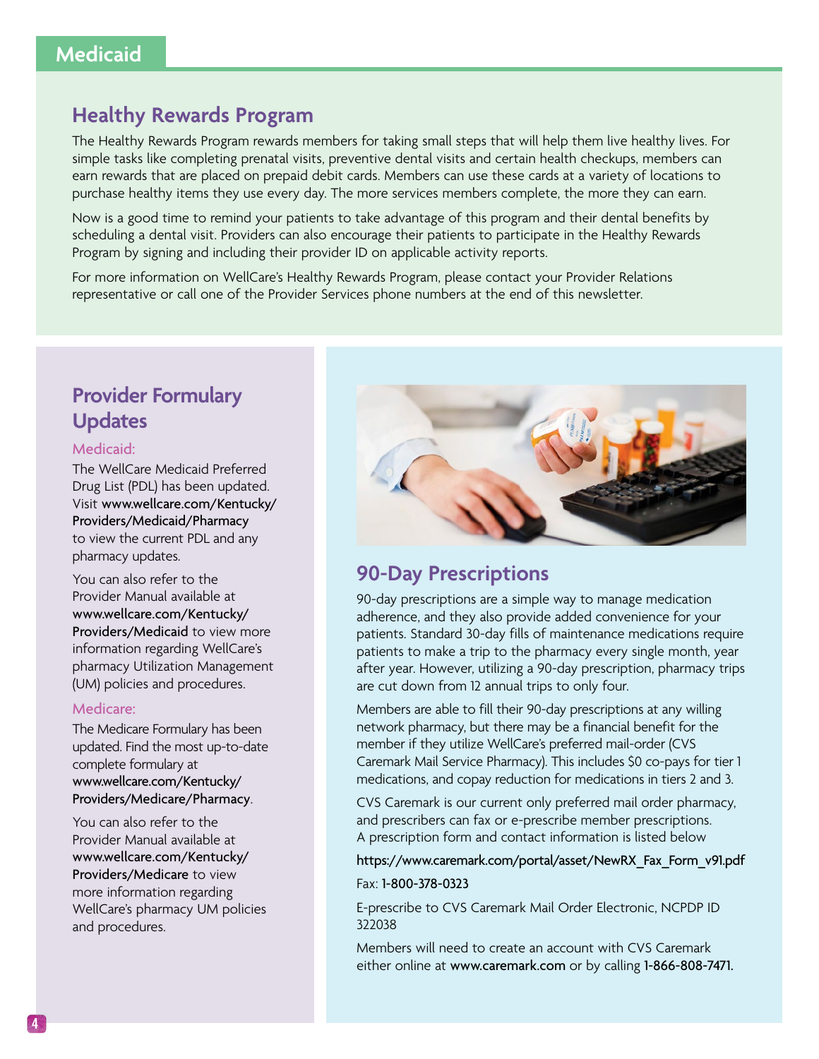# Medicaid

## Healthy Rewards Program

The Healthy Rewards Program rewards members for taking small steps that will help them live healthy lives. For simple tasks like completing prenatal visits, preventive dental visits and certain health checkups, members can earn rewards that are placed on prepaid debit cards. Members can use these cards at a variety of locations to purchase healthy items they use every day. The more services members complete, the more they can earn.

Now is a good time to remind your patients to take advantage of this program and their dental benefits by scheduling a dental visit. Providers can also encourage their patients to participate in the Healthy Rewards Program by signing and including their provider ID on applicable activity reports.

For more information on WellCare's Healthy Rewards Program, please contact your Provider Relations representative or call one of the Provider Services phone numbers at the end of this newsletter.

## Provider Formulary Updates

### Medicaid:

The WellCare Medicaid Preferred Drug List (PDL) has been updated. Visit **www.wellcare.com/Kentucky/Providers/Medicaid/Pharmacy** to view the current PDL and any pharmacy updates.

You can also refer to the Provider Manual available at **www.wellcare.com/Kentucky/Providers/Medicaid** to view more information regarding WellCare's pharmacy Utilization Management (UM) policies and procedures.

### Medicare:

The Medicare Formulary has been updated. Find the most up-to-date complete formulary at **www.wellcare.com/Kentucky/Providers/Medicare/Pharmacy**.

You can also refer to the Provider Manual available at **www.wellcare.com/Kentucky/Providers/Medicare** to view more information regarding WellCare's pharmacy UM policies and procedures.

## 90-Day Prescriptions

90-day prescriptions are a simple way to manage medication adherence, and they also provide added convenience for your patients. Standard 30-day fills of maintenance medications require patients to make a trip to the pharmacy every single month, year after year. However, utilizing a 90-day prescription, pharmacy trips are cut down from 12 annual trips to only four.

Members are able to fill their 90-day prescriptions at any willing network pharmacy, but there may be a financial benefit for the member if they utilize WellCare's preferred mail-order (CVS Caremark Mail Service Pharmacy). This includes $0 co-pays for tier 1 medications, and copay reduction for medications in tiers 2 and 3.

CVS Caremark is our current only preferred mail order pharmacy, and prescribers can fax or e-prescribe member prescriptions. A prescription form and contact information is listed below

**https://www.caremark.com/portal/asset/NewRX_Fax_Form_v91.pdf**

Fax: **1-800-378-0323**

E-prescribe to CVS Caremark Mail Order Electronic, NCPDP ID 322038

Members will need to create an account with CVS Caremark either online at **www.caremark.com** or by calling **1-866-808-7471.**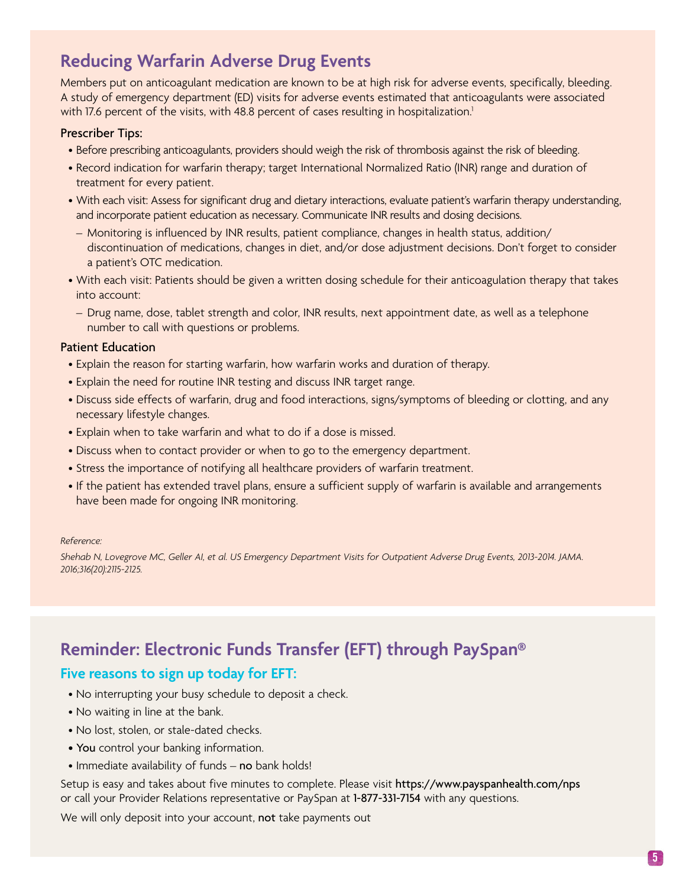## Reducing Warfarin Adverse Drug Events

Members put on anticoagulant medication are known to be at high risk for adverse events, specifically, bleeding. A study of emergency department (ED) visits for adverse events estimated that anticoagulants were associated with 17.6 percent of the visits, with 48.8 percent of cases resulting in hospitalization.[1]

### Prescriber Tips:

- Before prescribing anticoagulants, providers should weigh the risk of thrombosis against the risk of bleeding.
- Record indication for warfarin therapy; target International Normalized Ratio (INR) range and duration of treatment for every patient.
- With each visit: Assess for significant drug and dietary interactions, evaluate patient's warfarin therapy understanding, and incorporate patient education as necessary. Communicate INR results and dosing decisions.
  - Monitoring is influenced by INR results, patient compliance, changes in health status, addition/discontinuation of medications, changes in diet, and/or dose adjustment decisions. Don't forget to consider a patient's OTC medication.
- With each visit: Patients should be given a written dosing schedule for their anticoagulation therapy that takes into account:
  - Drug name, dose, tablet strength and color, INR results, next appointment date, as well as a telephone number to call with questions or problems.

### Patient Education

- Explain the reason for starting warfarin, how warfarin works and duration of therapy.
- Explain the need for routine INR testing and discuss INR target range.
- Discuss side effects of warfarin, drug and food interactions, signs/symptoms of bleeding or clotting, and any necessary lifestyle changes.
- Explain when to take warfarin and what to do if a dose is missed.
- Discuss when to contact provider or when to go to the emergency department.
- Stress the importance of notifying all healthcare providers of warfarin treatment.
- If the patient has extended travel plans, ensure a sufficient supply of warfarin is available and arrangements have been made for ongoing INR monitoring.

*Reference:*

*Shehab N, Lovegrove MC, Geller AI, et al. US Emergency Department Visits for Outpatient Adverse Drug Events, 2013-2014. JAMA. 2016;316(20):2115-2125.*

## Reminder: Electronic Funds Transfer (EFT) through PaySpan®

### Five reasons to sign up today for EFT:

- No interrupting your busy schedule to deposit a check.
- No waiting in line at the bank.
- No lost, stolen, or stale-dated checks.
- **You** control your banking information.
- Immediate availability of funds – **no** bank holds!

Setup is easy and takes about five minutes to complete. Please visit **https://www.payspanhealth.com/nps** or call your Provider Relations representative or PaySpan at **1-877-331-7154** with any questions.

We will only deposit into your account, **not** take payments out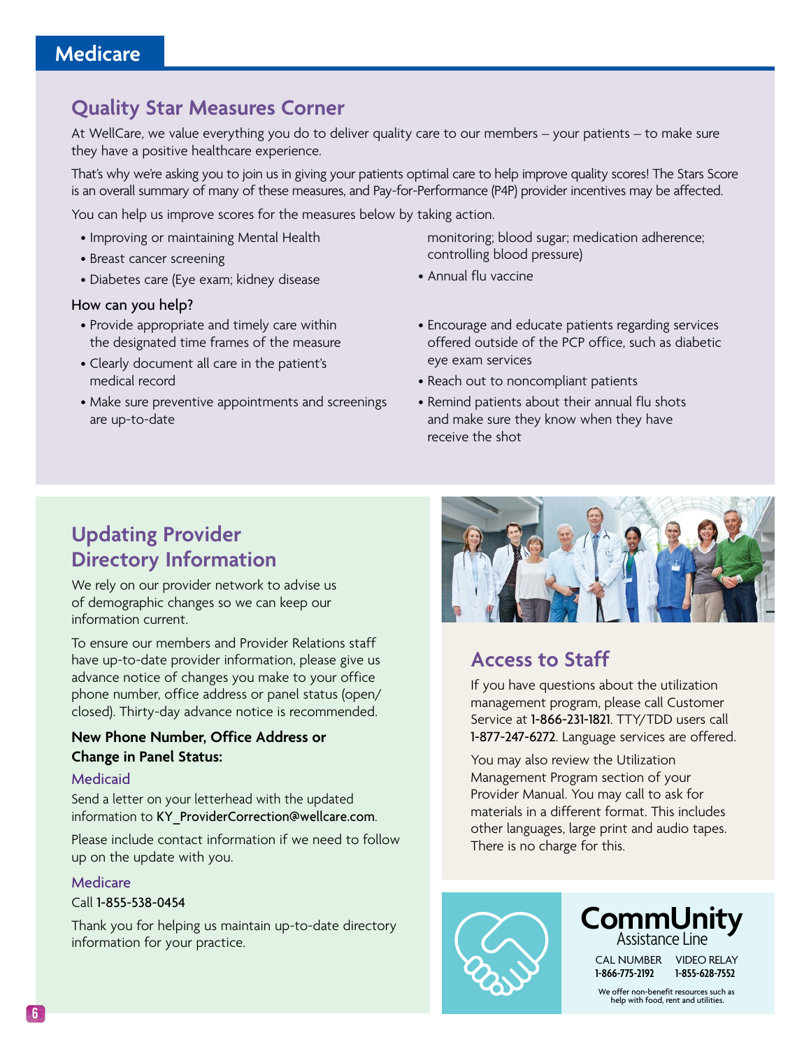# Medicare

## Quality Star Measures Corner

At WellCare, we value everything you do to deliver quality care to our members – your patients – to make sure they have a positive healthcare experience.

That's why we're asking you to join us in giving your patients optimal care to help improve quality scores! The Stars Score is an overall summary of many of these measures, and Pay-for-Performance (P4P) provider incentives may be affected.

You can help us improve scores for the measures below by taking action.

- Improving or maintaining Mental Health
- Breast cancer screening
- Diabetes care (Eye exam; kidney disease monitoring; blood sugar; medication adherence; controlling blood pressure)
- Annual flu vaccine

How can you help?

- Provide appropriate and timely care within the designated time frames of the measure
- Clearly document all care in the patient's medical record
- Make sure preventive appointments and screenings are up-to-date
- Encourage and educate patients regarding services offered outside of the PCP office, such as diabetic eye exam services
- Reach out to noncompliant patients
- Remind patients about their annual flu shots and make sure they know when they have receive the shot

## Updating Provider Directory Information

We rely on our provider network to advise us of demographic changes so we can keep our information current.

To ensure our members and Provider Relations staff have up-to-date provider information, please give us advance notice of changes you make to your office phone number, office address or panel status (open/closed). Thirty-day advance notice is recommended.

**New Phone Number, Office Address or Change in Panel Status:**

### Medicaid

Send a letter on your letterhead with the updated information to KY_ProviderCorrection@wellcare.com.

Please include contact information if we need to follow up on the update with you.

### Medicare

Call 1-855-538-0454

Thank you for helping us maintain up-to-date directory information for your practice.

## Access to Staff

If you have questions about the utilization management program, please call Customer Service at 1-866-231-1821. TTY/TDD users call 1-877-247-6272. Language services are offered.

You may also review the Utilization Management Program section of your Provider Manual. You may call to ask for materials in a different format. This includes other languages, large print and audio tapes. There is no charge for this.

**CommUnity** Assistance Line

CAL NUMBER **1-866-775-2192**   VIDEO RELAY **1-855-628-7552**

We offer non-benefit resources such as help with food, rent and utilities.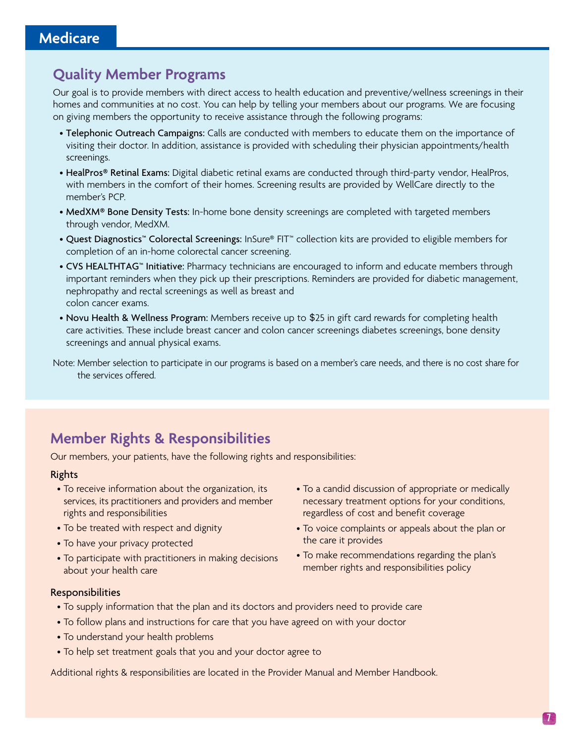# Medicare

## Quality Member Programs

Our goal is to provide members with direct access to health education and preventive/wellness screenings in their homes and communities at no cost. You can help by telling your members about our programs. We are focusing on giving members the opportunity to receive assistance through the following programs:

- **Telephonic Outreach Campaigns:** Calls are conducted with members to educate them on the importance of visiting their doctor. In addition, assistance is provided with scheduling their physician appointments/health screenings.
- **HealPros® Retinal Exams:** Digital diabetic retinal exams are conducted through third-party vendor, HealPros, with members in the comfort of their homes. Screening results are provided by WellCare directly to the member's PCP.
- **MedXM® Bone Density Tests:** In-home bone density screenings are completed with targeted members through vendor, MedXM.
- **Quest Diagnostics™ Colorectal Screenings:** InSure® FIT™ collection kits are provided to eligible members for completion of an in-home colorectal cancer screening.
- **CVS HEALTHTAG™ Initiative:** Pharmacy technicians are encouraged to inform and educate members through important reminders when they pick up their prescriptions. Reminders are provided for diabetic management, nephropathy and rectal screenings as well as breast and colon cancer exams.
- **Novu Health & Wellness Program:** Members receive up to $25 in gift card rewards for completing health care activities. These include breast cancer and colon cancer screenings diabetes screenings, bone density screenings and annual physical exams.

Note: Member selection to participate in our programs is based on a member's care needs, and there is no cost share for the services offered.

## Member Rights & Responsibilities

Our members, your patients, have the following rights and responsibilities:

### Rights

- To receive information about the organization, its services, its practitioners and providers and member rights and responsibilities
- To be treated with respect and dignity
- To have your privacy protected
- To participate with practitioners in making decisions about your health care
- To a candid discussion of appropriate or medically necessary treatment options for your conditions, regardless of cost and benefit coverage
- To voice complaints or appeals about the plan or the care it provides
- To make recommendations regarding the plan's member rights and responsibilities policy

### Responsibilities

- To supply information that the plan and its doctors and providers need to provide care
- To follow plans and instructions for care that you have agreed on with your doctor
- To understand your health problems
- To help set treatment goals that you and your doctor agree to

Additional rights & responsibilities are located in the Provider Manual and Member Handbook.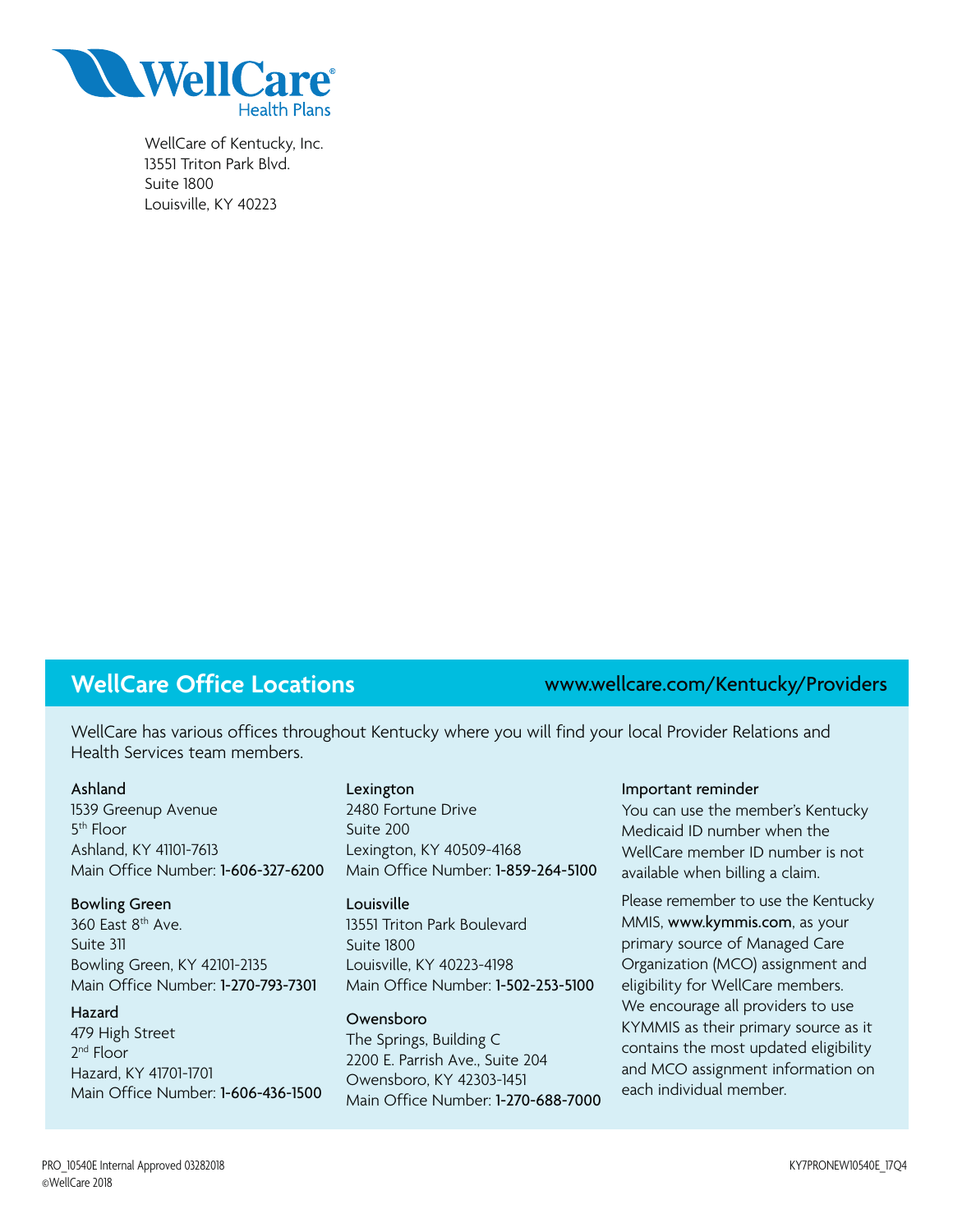WellCare Health Plans

WellCare of Kentucky, Inc.
13551 Triton Park Blvd.
Suite 1800
Louisville, KY 40223

## WellCare Office Locations

www.wellcare.com/Kentucky/Providers

WellCare has various offices throughout Kentucky where you will find your local Provider Relations and Health Services team members.

**Ashland**
1539 Greenup Avenue
5th Floor
Ashland, KY 41101-7613
Main Office Number: **1-606-327-6200**

**Bowling Green**
360 East 8th Ave.
Suite 311
Bowling Green, KY 42101-2135
Main Office Number: **1-270-793-7301**

**Hazard**
479 High Street
2nd Floor
Hazard, KY 41701-1701
Main Office Number: **1-606-436-1500**

**Lexington**
2480 Fortune Drive
Suite 200
Lexington, KY 40509-4168
Main Office Number: **1-859-264-5100**

**Louisville**
13551 Triton Park Boulevard
Suite 1800
Louisville, KY 40223-4198
Main Office Number: **1-502-253-5100**

**Owensboro**
The Springs, Building C
2200 E. Parrish Ave., Suite 204
Owensboro, KY 42303-1451
Main Office Number: **1-270-688-7000**

**Important reminder**
You can use the member's Kentucky Medicaid ID number when the WellCare member ID number is not available when billing a claim.

Please remember to use the Kentucky MMIS, **www.kymmis.com**, as your primary source of Managed Care Organization (MCO) assignment and eligibility for WellCare members. We encourage all providers to use KYMMIS as their primary source as it contains the most updated eligibility and MCO assignment information on each individual member.

PRO_10540E Internal Approved 03282018
©WellCare 2018

KY7PRONEW10540E_17Q4